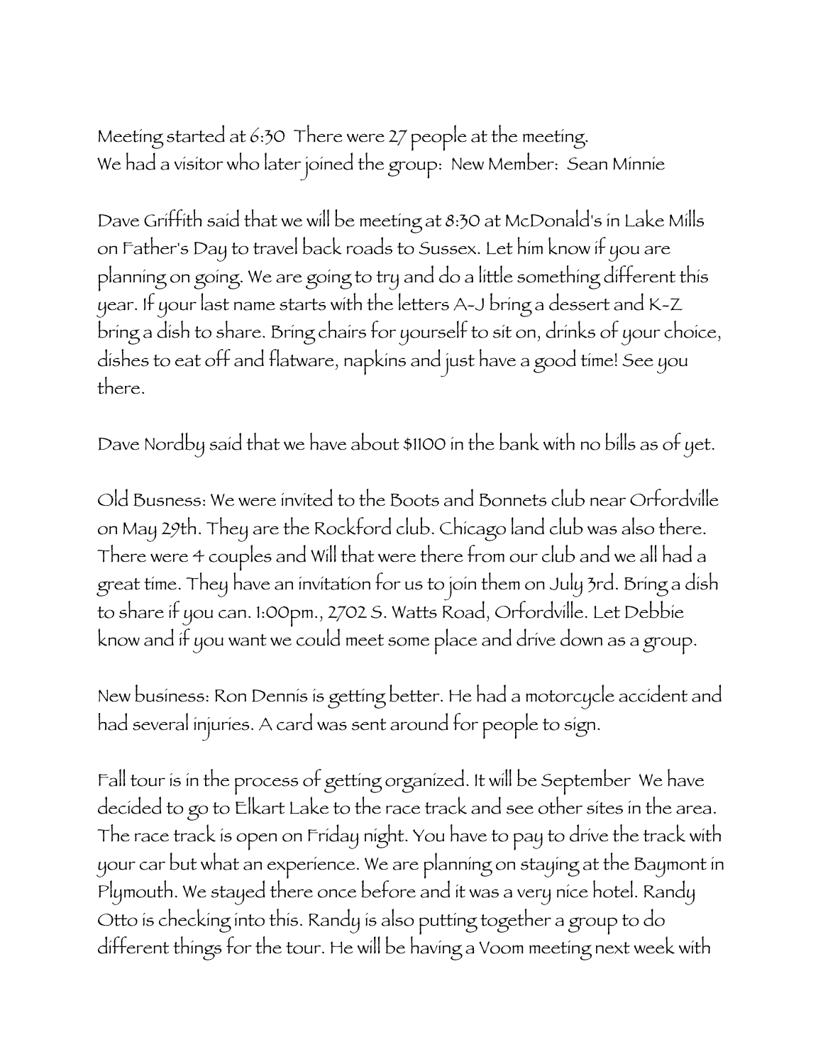Meeting started at 6:30 There were 27 people at the meeting.
We had a visitor who later joined the group: New Member: Sean Minnie

Dave Griffith said that we will be meeting at 8:30 at McDonald's in Lake Mills on Father's Day to travel back roads to Sussex. Let him know if you are planning on going. We are going to try and do a little something different this year. If your last name starts with the letters A-J bring a dessert and K-Z bring a dish to share. Bring chairs for yourself to sit on, drinks of your choice, dishes to eat off and flatware, napkins and just have a good time! See you there.

Dave Nordby said that we have about $1100 in the bank with no bills as of yet.

Old Busness: We were invited to the Boots and Bonnets club near Orfordville on May 29th. They are the Rockford club. Chicago land club was also there. There were 4 couples and Will that were there from our club and we all had a great time. They have an invitation for us to join them on July 3rd. Bring a dish to share if you can. 1:00pm., 2702 S. Watts Road, Orfordville. Let Debbie know and if you want we could meet some place and drive down as a group.

New business: Ron Dennis is getting better. He had a motorcycle accident and had several injuries. A card was sent around for people to sign.

Fall tour is in the process of getting organized. It will be September We have decided to go to Elkart Lake to the race track and see other sites in the area. The race track is open on Friday night. You have to pay to drive the track with your car but what an experience. We are planning on staying at the Baymont in Plymouth. We stayed there once before and it was a very nice hotel. Randy Otto is checking into this. Randy is also putting together a group to do different things for the tour. He will be having a Voom meeting next week with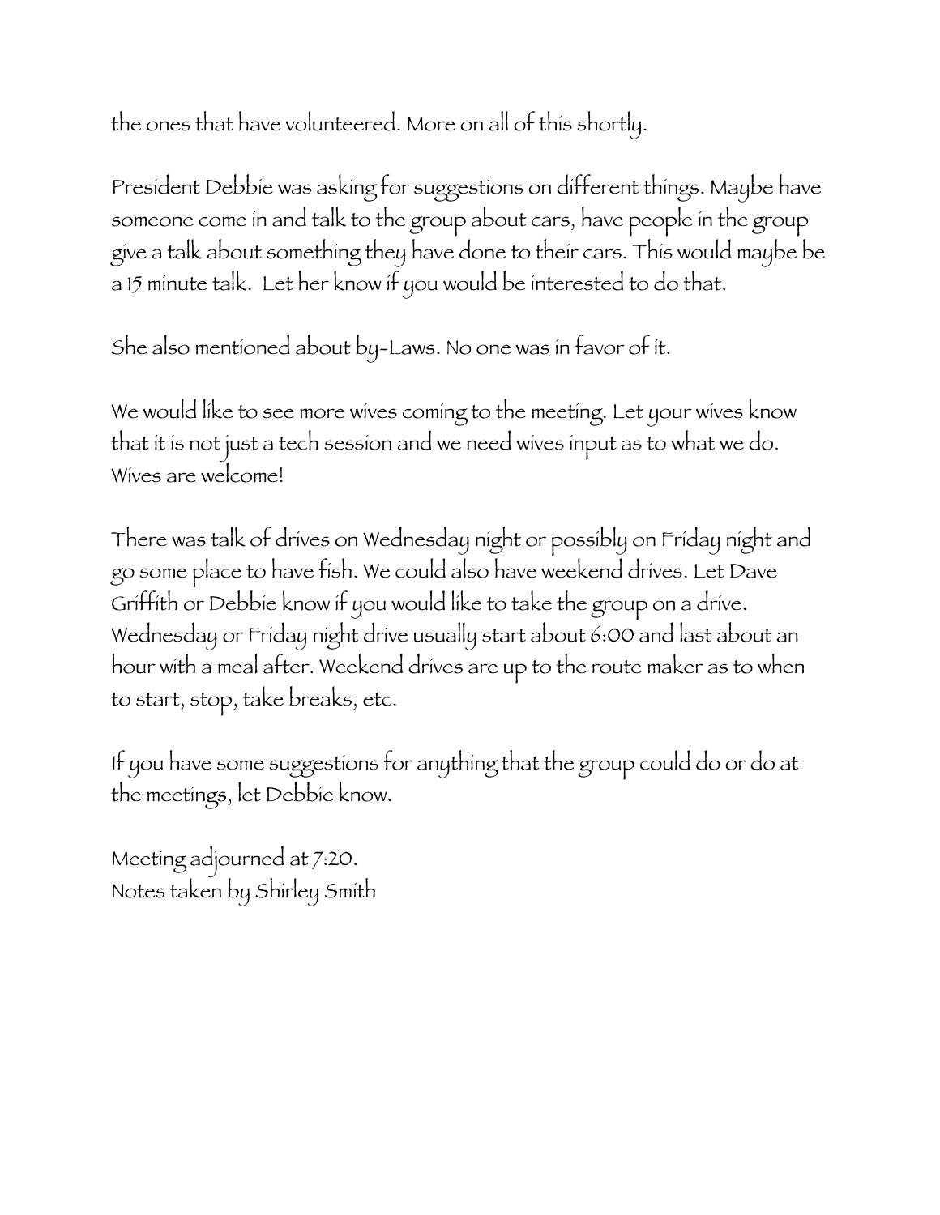the ones that have volunteered. More on all of this shortly.

President Debbie was asking for suggestions on different things. Maybe have someone come in and talk to the group about cars, have people in the group give a talk about something they have done to their cars. This would maybe be a 15 minute talk. Let her know if you would be interested to do that.

She also mentioned about by-Laws. No one was in favor of it.

We would like to see more wives coming to the meeting. Let your wives know that it is not just a tech session and we need wives input as to what we do. Wives are welcome!

There was talk of drives on Wednesday night or possibly on Friday night and go some place to have fish. We could also have weekend drives. Let Dave Griffith or Debbie know if you would like to take the group on a drive. Wednesday or Friday night drive usually start about 6:00 and last about an hour with a meal after. Weekend drives are up to the route maker as to when to start, stop, take breaks, etc.

If you have some suggestions for anything that the group could do or do at the meetings, let Debbie know.

Meeting adjourned at 7:20.
Notes taken by Shirley Smith